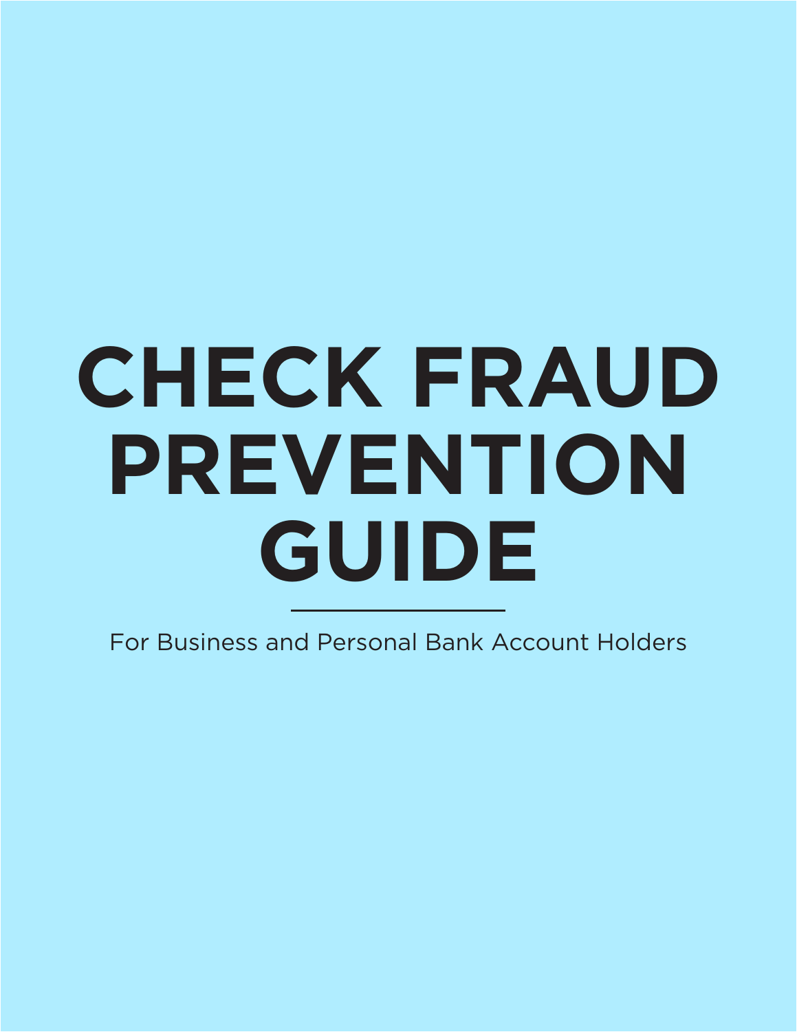# CHECK FRAUD PREVENTION GUIDE

For Business and Personal Bank Account Holders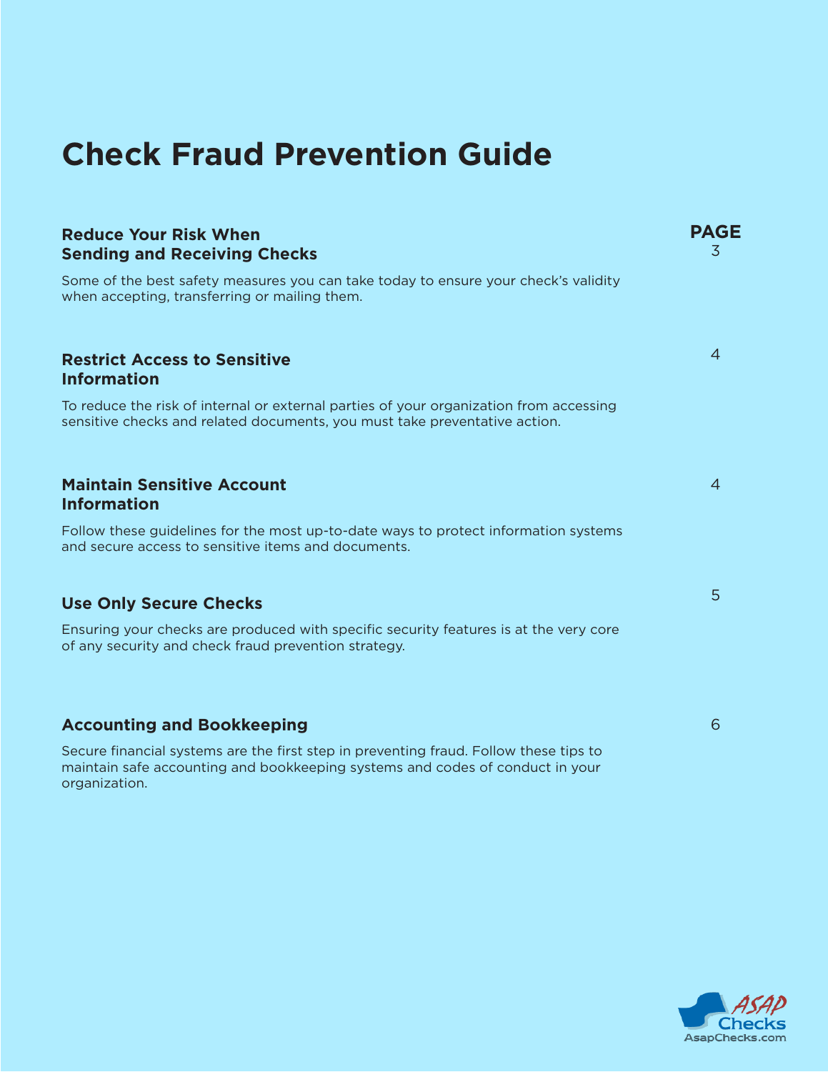# Check Fraud Prevention Guide

| | PAGE |
|---|---|
| **Reduce Your Risk When Sending and Receiving Checks**<br>Some of the best safety measures you can take today to ensure your check's validity when accepting, transferring or mailing them. | 3 |
| **Restrict Access to Sensitive Information**<br>To reduce the risk of internal or external parties of your organization from accessing sensitive checks and related documents, you must take preventative action. | 4 |
| **Maintain Sensitive Account Information**<br>Follow these guidelines for the most up-to-date ways to protect information systems and secure access to sensitive items and documents. | 4 |
| **Use Only Secure Checks**<br>Ensuring your checks are produced with specific security features is at the very core of any security and check fraud prevention strategy. | 5 |
| **Accounting and Bookkeeping**<br>Secure financial systems are the first step in preventing fraud. Follow these tips to maintain safe accounting and bookkeeping systems and codes of conduct in your organization. | 6 |

ASAP Checks
AsapChecks.com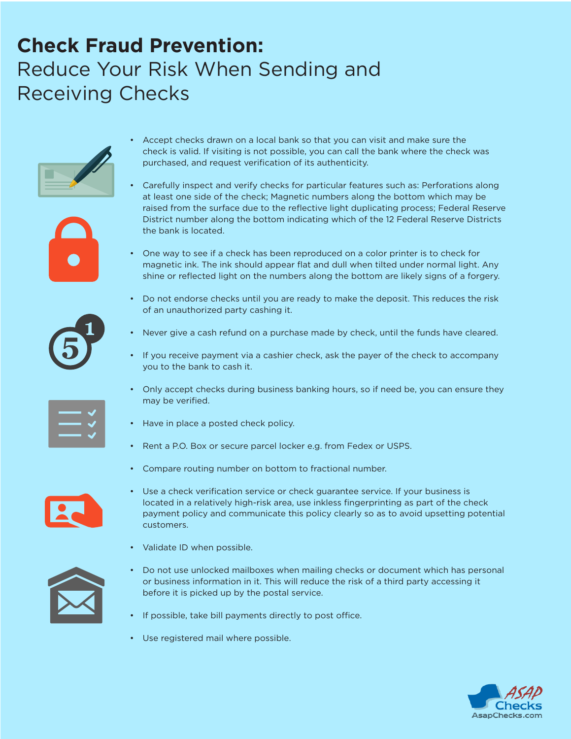# **Check Fraud Prevention:** Reduce Your Risk When Sending and Receiving Checks

- Accept checks drawn on a local bank so that you can visit and make sure the check is valid. If visiting is not possible, you can call the bank where the check was purchased, and request verification of its authenticity.
- Carefully inspect and verify checks for particular features such as: Perforations along at least one side of the check; Magnetic numbers along the bottom which may be raised from the surface due to the reflective light duplicating process; Federal Reserve District number along the bottom indicating which of the 12 Federal Reserve Districts the bank is located.
- One way to see if a check has been reproduced on a color printer is to check for magnetic ink. The ink should appear flat and dull when tilted under normal light. Any shine or reflected light on the numbers along the bottom are likely signs of a forgery.
- Do not endorse checks until you are ready to make the deposit. This reduces the risk of an unauthorized party cashing it.
- Never give a cash refund on a purchase made by check, until the funds have cleared.
- If you receive payment via a cashier check, ask the payer of the check to accompany you to the bank to cash it.
- Only accept checks during business banking hours, so if need be, you can ensure they may be verified.
- Have in place a posted check policy.
- Rent a P.O. Box or secure parcel locker e.g. from Fedex or USPS.
- Compare routing number on bottom to fractional number.
- Use a check verification service or check guarantee service. If your business is located in a relatively high-risk area, use inkless fingerprinting as part of the check payment policy and communicate this policy clearly so as to avoid upsetting potential customers.
- Validate ID when possible.
- Do not use unlocked mailboxes when mailing checks or document which has personal or business information in it. This will reduce the risk of a third party accessing it before it is picked up by the postal service.
- If possible, take bill payments directly to post office.
- Use registered mail where possible.

ASAP Checks
AsapChecks.com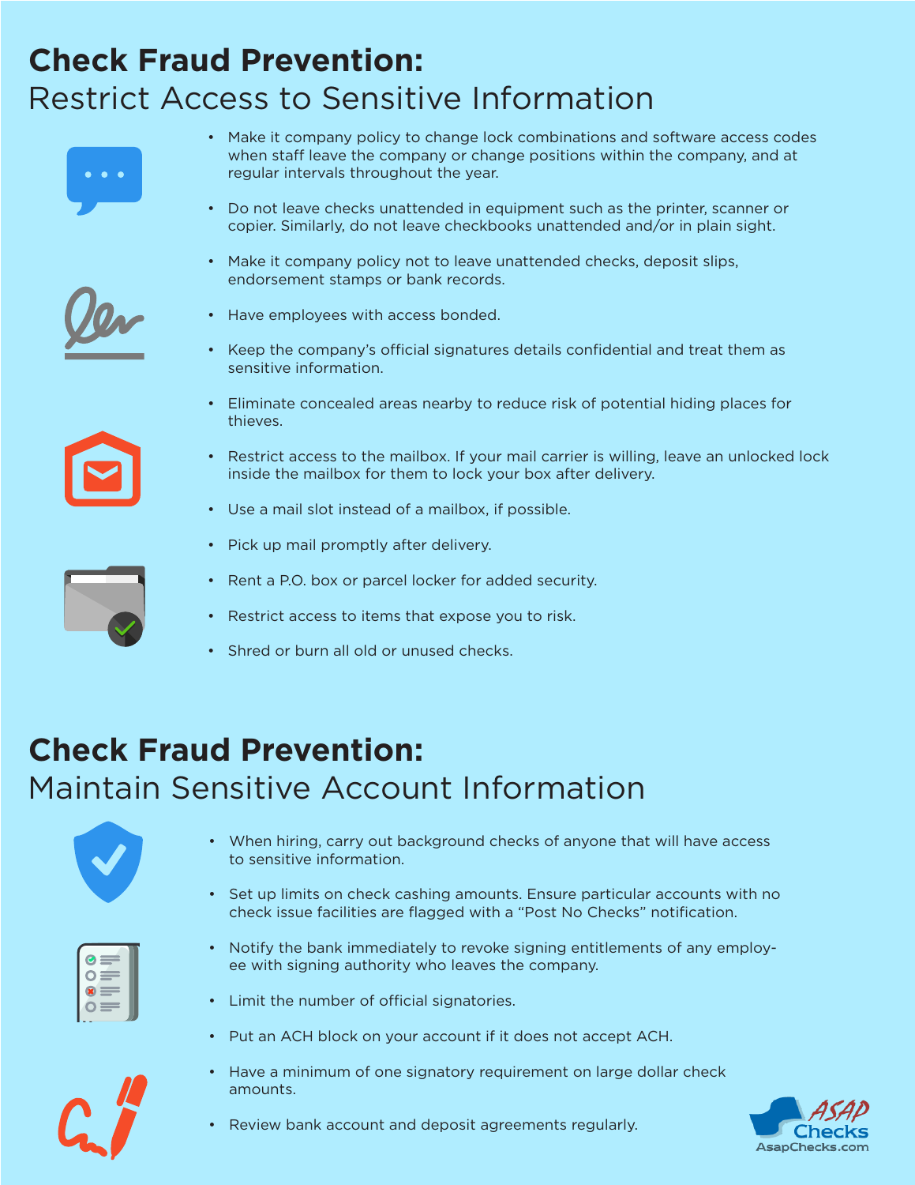# Check Fraud Prevention:
## Restrict Access to Sensitive Information

- Make it company policy to change lock combinations and software access codes when staff leave the company or change positions within the company, and at regular intervals throughout the year.
- Do not leave checks unattended in equipment such as the printer, scanner or copier. Similarly, do not leave checkbooks unattended and/or in plain sight.
- Make it company policy not to leave unattended checks, deposit slips, endorsement stamps or bank records.
- Have employees with access bonded.
- Keep the company's official signatures details confidential and treat them as sensitive information.
- Eliminate concealed areas nearby to reduce risk of potential hiding places for thieves.
- Restrict access to the mailbox. If your mail carrier is willing, leave an unlocked lock inside the mailbox for them to lock your box after delivery.
- Use a mail slot instead of a mailbox, if possible.
- Pick up mail promptly after delivery.
- Rent a P.O. box or parcel locker for added security.
- Restrict access to items that expose you to risk.
- Shred or burn all old or unused checks.

# Check Fraud Prevention:
## Maintain Sensitive Account Information

- When hiring, carry out background checks of anyone that will have access to sensitive information.
- Set up limits on check cashing amounts. Ensure particular accounts with no check issue facilities are flagged with a "Post No Checks" notification.
- Notify the bank immediately to revoke signing entitlements of any employee with signing authority who leaves the company.
- Limit the number of official signatories.
- Put an ACH block on your account if it does not accept ACH.
- Have a minimum of one signatory requirement on large dollar check amounts.
- Review bank account and deposit agreements regularly.

ASAP Checks
AsapChecks.com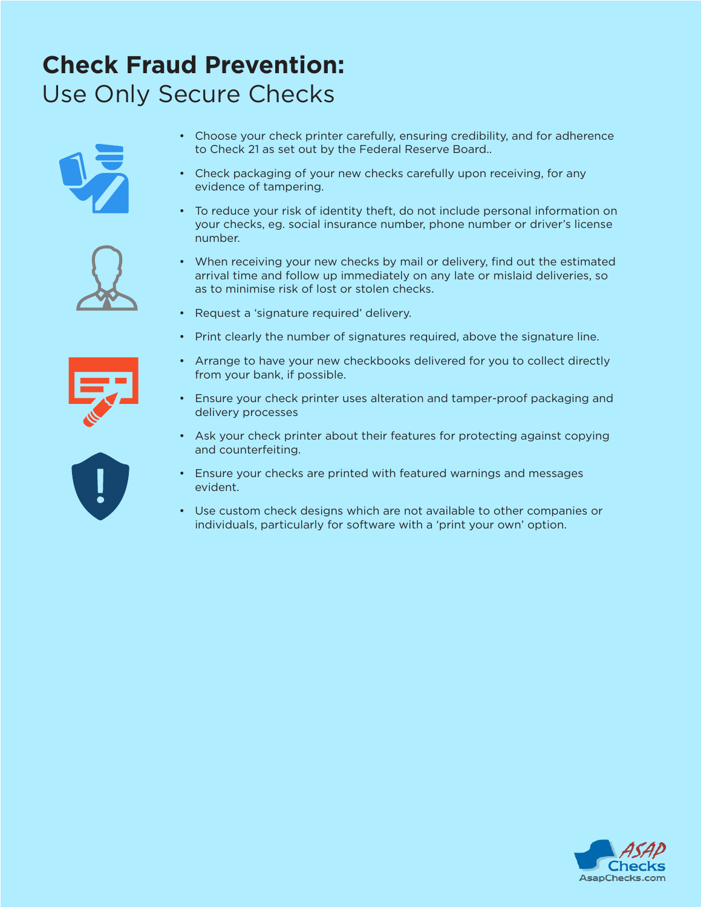# Check Fraud Prevention:

## Use Only Secure Checks

- Choose your check printer carefully, ensuring credibility, and for adherence to Check 21 as set out by the Federal Reserve Board..
- Check packaging of your new checks carefully upon receiving, for any evidence of tampering.
- To reduce your risk of identity theft, do not include personal information on your checks, eg. social insurance number, phone number or driver's license number.
- When receiving your new checks by mail or delivery, find out the estimated arrival time and follow up immediately on any late or mislaid deliveries, so as to minimise risk of lost or stolen checks.
- Request a 'signature required' delivery.
- Print clearly the number of signatures required, above the signature line.
- Arrange to have your new checkbooks delivered for you to collect directly from your bank, if possible.
- Ensure your check printer uses alteration and tamper-proof packaging and delivery processes
- Ask your check printer about their features for protecting against copying and counterfeiting.
- Ensure your checks are printed with featured warnings and messages evident.
- Use custom check designs which are not available to other companies or individuals, particularly for software with a 'print your own' option.

ASAP Checks
AsapChecks.com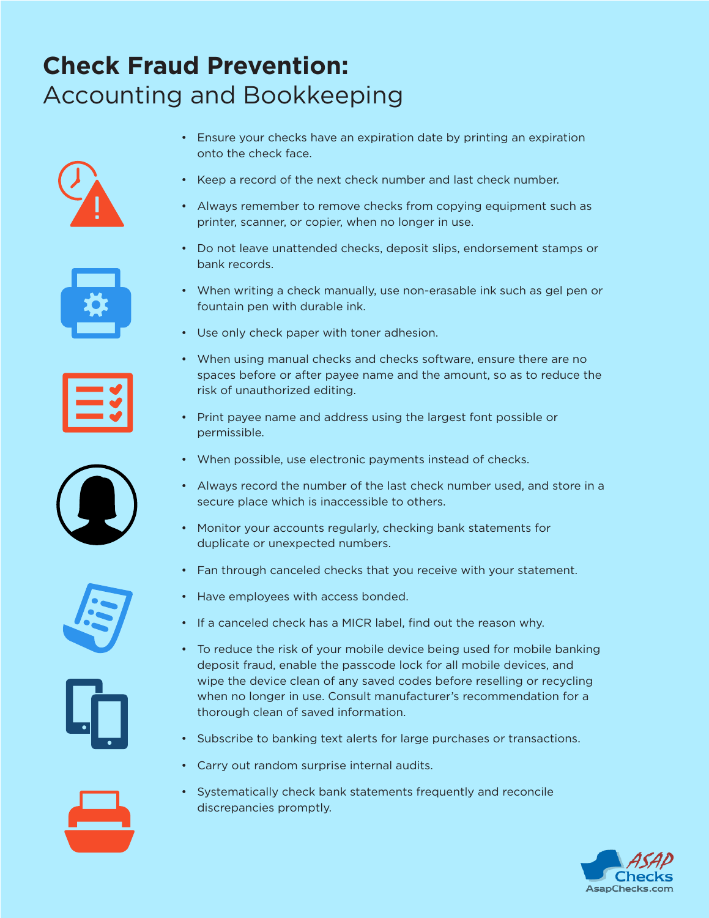# **Check Fraud Prevention:** Accounting and Bookkeeping

- Ensure your checks have an expiration date by printing an expiration onto the check face.
- Keep a record of the next check number and last check number.
- Always remember to remove checks from copying equipment such as printer, scanner, or copier, when no longer in use.
- Do not leave unattended checks, deposit slips, endorsement stamps or bank records.
- When writing a check manually, use non-erasable ink such as gel pen or fountain pen with durable ink.
- Use only check paper with toner adhesion.
- When using manual checks and checks software, ensure there are no spaces before or after payee name and the amount, so as to reduce the risk of unauthorized editing.
- Print payee name and address using the largest font possible or permissible.
- When possible, use electronic payments instead of checks.
- Always record the number of the last check number used, and store in a secure place which is inaccessible to others.
- Monitor your accounts regularly, checking bank statements for duplicate or unexpected numbers.
- Fan through canceled checks that you receive with your statement.
- Have employees with access bonded.
- If a canceled check has a MICR label, find out the reason why.
- To reduce the risk of your mobile device being used for mobile banking deposit fraud, enable the passcode lock for all mobile devices, and wipe the device clean of any saved codes before reselling or recycling when no longer in use. Consult manufacturer's recommendation for a thorough clean of saved information.
- Subscribe to banking text alerts for large purchases or transactions.
- Carry out random surprise internal audits.
- Systematically check bank statements frequently and reconcile discrepancies promptly.

ASAP Checks
AsapChecks.com